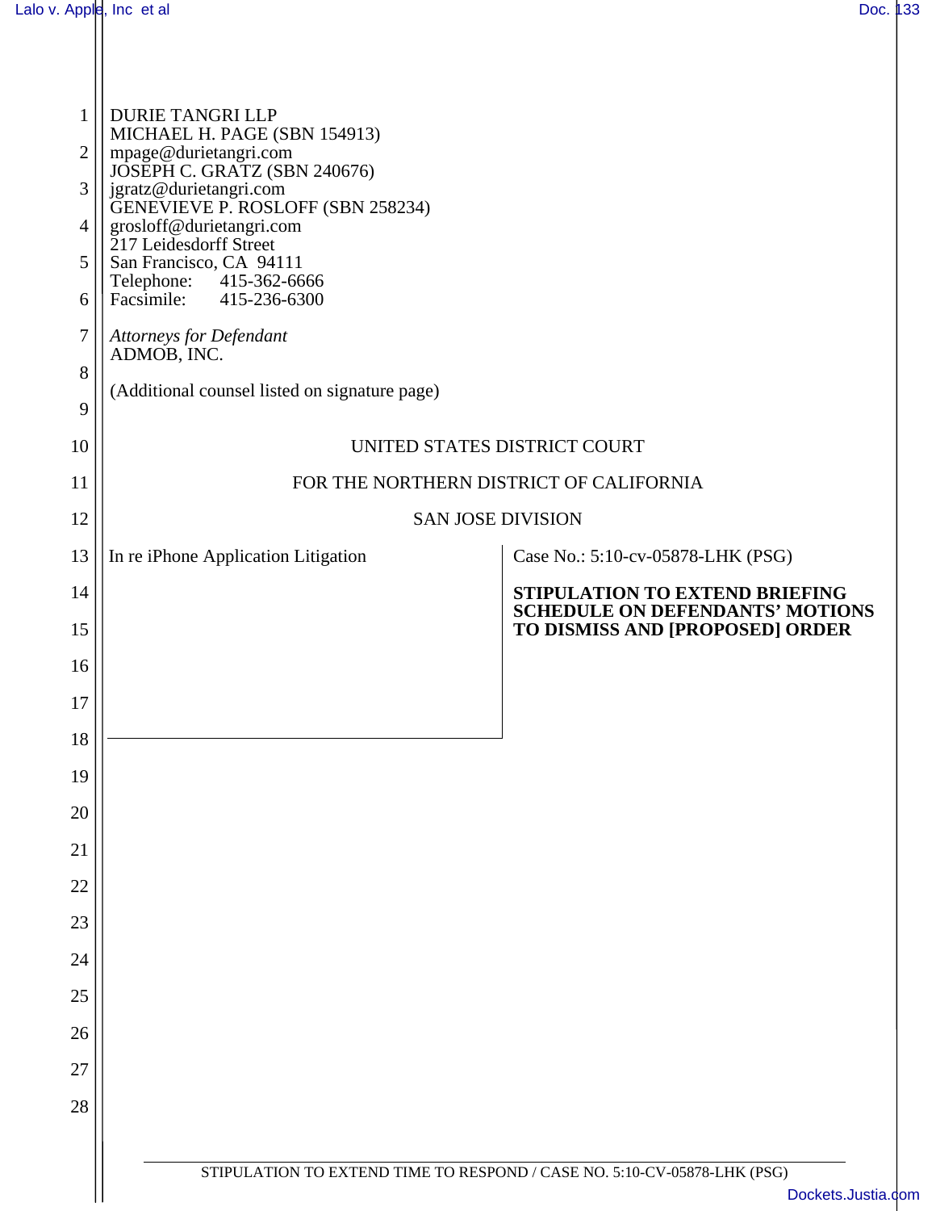DURIE TANGRI LLP
MICHAEL H. PAGE (SBN 154913)
mpage@durietangri.com
JOSEPH C. GRATZ (SBN 240676)
jgratz@durietangri.com
GENEVIEVE P. ROSLOFF (SBN 258234)
grosloff@durietangri.com
217 Leidesdorff Street
San Francisco, CA 94111
Telephone: 415-362-6666
Facsimile: 415-236-6300

*Attorneys for Defendant*
ADMOB, INC.

(Additional counsel listed on signature page)

UNITED STATES DISTRICT COURT

FOR THE NORTHERN DISTRICT OF CALIFORNIA

SAN JOSE DIVISION

In re iPhone Application Litigation

Case No.: 5:10-cv-05878-LHK (PSG)

**STIPULATION TO EXTEND BRIEFING SCHEDULE ON DEFENDANTS' MOTIONS TO DISMISS AND [PROPOSED] ORDER**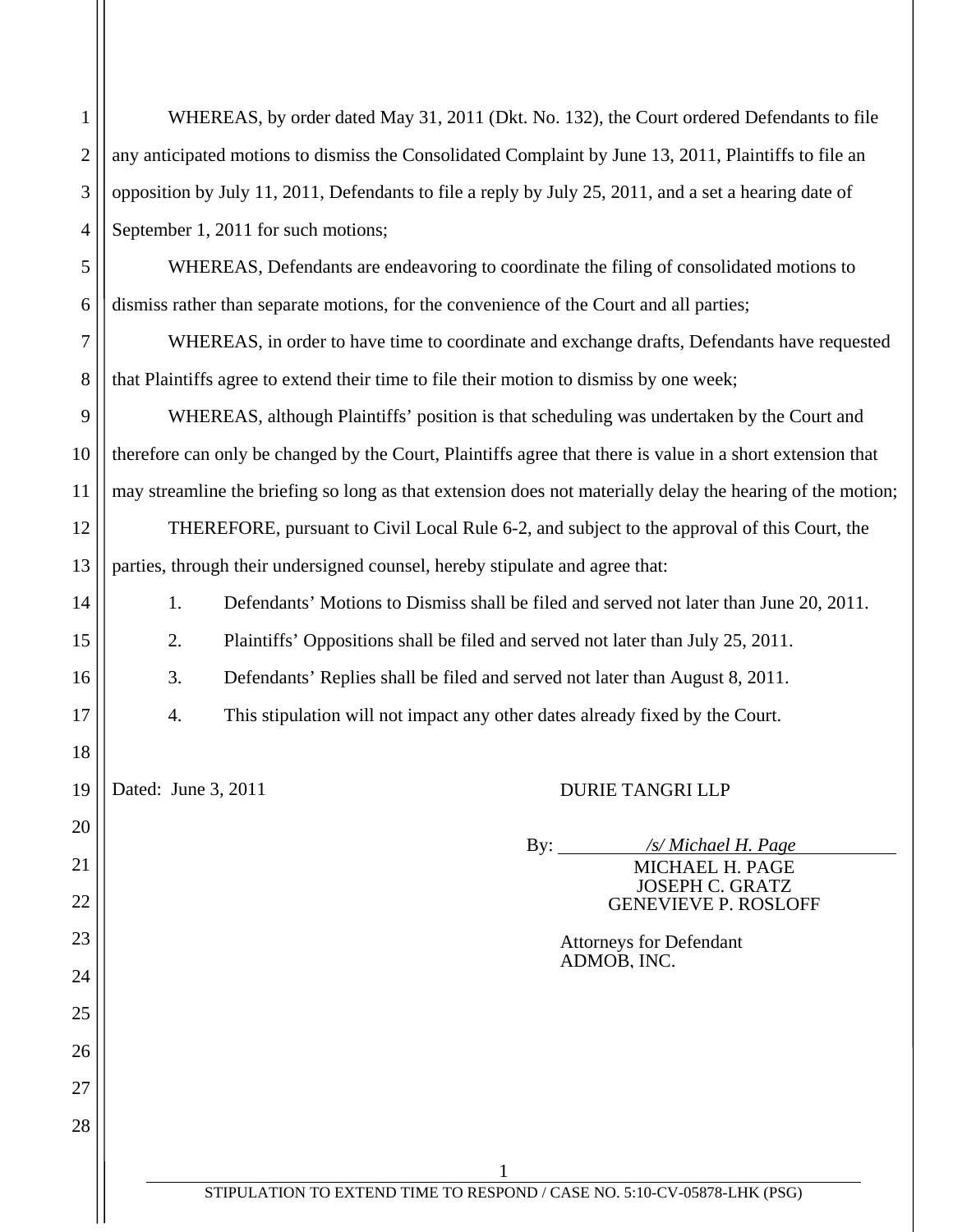WHEREAS, by order dated May 31, 2011 (Dkt. No. 132), the Court ordered Defendants to file any anticipated motions to dismiss the Consolidated Complaint by June 13, 2011, Plaintiffs to file an opposition by July 11, 2011, Defendants to file a reply by July 25, 2011, and a set a hearing date of September 1, 2011 for such motions;

WHEREAS, Defendants are endeavoring to coordinate the filing of consolidated motions to dismiss rather than separate motions, for the convenience of the Court and all parties;

WHEREAS, in order to have time to coordinate and exchange drafts, Defendants have requested that Plaintiffs agree to extend their time to file their motion to dismiss by one week;

WHEREAS, although Plaintiffs' position is that scheduling was undertaken by the Court and therefore can only be changed by the Court, Plaintiffs agree that there is value in a short extension that may streamline the briefing so long as that extension does not materially delay the hearing of the motion;

THEREFORE, pursuant to Civil Local Rule 6-2, and subject to the approval of this Court, the parties, through their undersigned counsel, hereby stipulate and agree that:

1. Defendants' Motions to Dismiss shall be filed and served not later than June 20, 2011.
2. Plaintiffs' Oppositions shall be filed and served not later than July 25, 2011.
3. Defendants' Replies shall be filed and served not later than August 8, 2011.
4. This stipulation will not impact any other dates already fixed by the Court.

Dated: June 3, 2011

DURIE TANGRI LLP

By: */s/ Michael H. Page*
MICHAEL H. PAGE
JOSEPH C. GRATZ
GENEVIEVE P. ROSLOFF

Attorneys for Defendant
ADMOB, INC.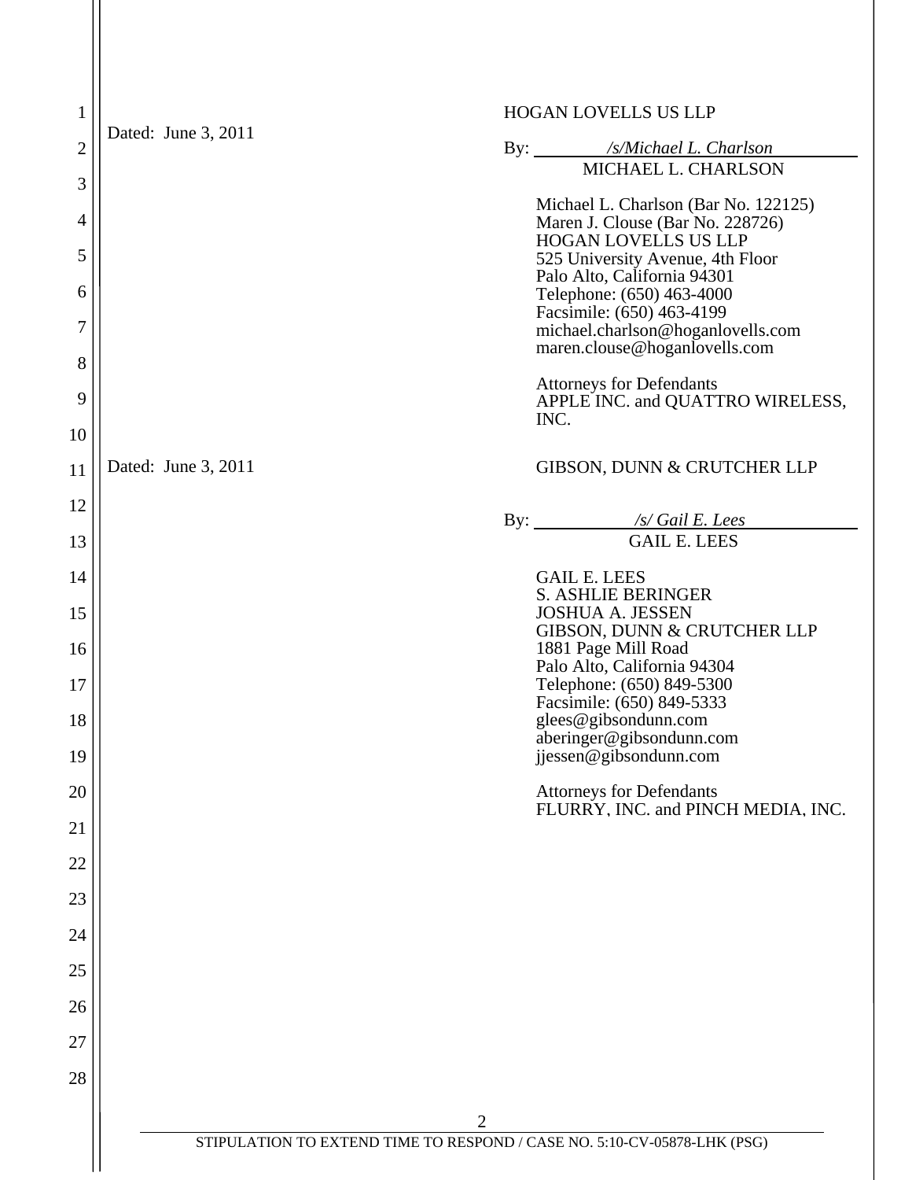Dated: June 3, 2011

HOGAN LOVELLS US LLP

By: */s/Michael L. Charlson*
MICHAEL L. CHARLSON

Michael L. Charlson (Bar No. 122125)
Maren J. Clouse (Bar No. 228726)
HOGAN LOVELLS US LLP
525 University Avenue, 4th Floor
Palo Alto, California 94301
Telephone: (650) 463-4000
Facsimile: (650) 463-4199
michael.charlson@hoganlovells.com
maren.clouse@hoganlovells.com

Attorneys for Defendants
APPLE INC. and QUATTRO WIRELESS, INC.

Dated: June 3, 2011

GIBSON, DUNN & CRUTCHER LLP

By: */s/ Gail E. Lees*
GAIL E. LEES

GAIL E. LEES
S. ASHLIE BERINGER
JOSHUA A. JESSEN
GIBSON, DUNN & CRUTCHER LLP
1881 Page Mill Road
Palo Alto, California 94304
Telephone: (650) 849-5300
Facsimile: (650) 849-5333
glees@gibsondunn.com
aberinger@gibsondunn.com
jjessen@gibsondunn.com

Attorneys for Defendants
FLURRY, INC. and PINCH MEDIA, INC.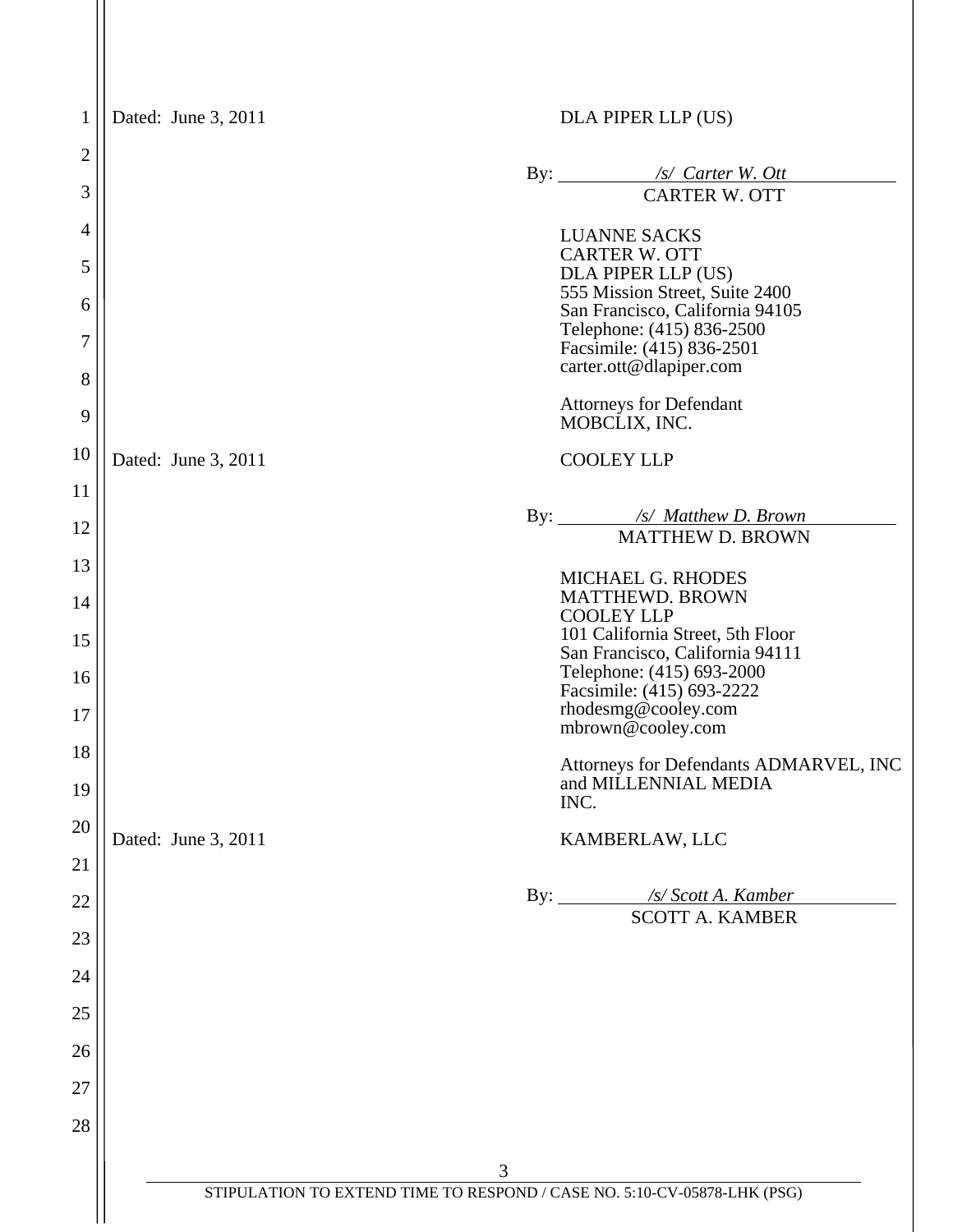Dated: June 3, 2011

DLA PIPER LLP (US)

By: */s/ Carter W. Ott*
CARTER W. OTT

LUANNE SACKS
CARTER W. OTT
DLA PIPER LLP (US)
555 Mission Street, Suite 2400
San Francisco, California 94105
Telephone: (415) 836-2500
Facsimile: (415) 836-2501
carter.ott@dlapiper.com

Attorneys for Defendant
MOBCLIX, INC.

Dated: June 3, 2011

COOLEY LLP

By: */s/ Matthew D. Brown*
MATTHEW D. BROWN

MICHAEL G. RHODES
MATTHEWD. BROWN
COOLEY LLP
101 California Street, 5th Floor
San Francisco, California 94111
Telephone: (415) 693-2000
Facsimile: (415) 693-2222
rhodesmg@cooley.com
mbrown@cooley.com

Attorneys for Defendants ADMARVEL, INC and MILLENNIAL MEDIA INC.

Dated: June 3, 2011

KAMBERLAW, LLC

By: */s/ Scott A. Kamber*
SCOTT A. KAMBER

STIPULATION TO EXTEND TIME TO RESPOND / CASE NO. 5:10-CV-05878-LHK (PSG)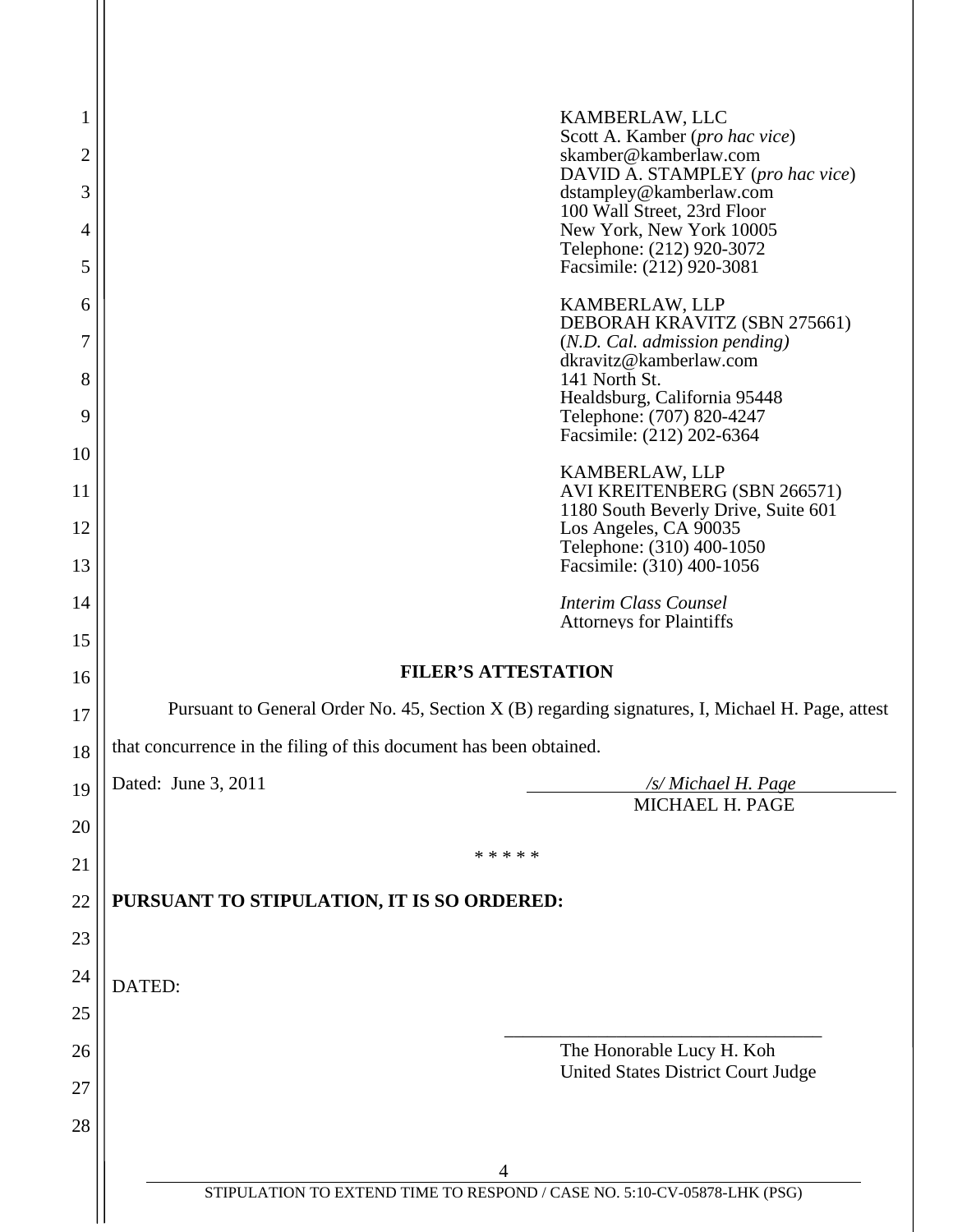KAMBERLAW, LLC
Scott A. Kamber (*pro hac vice*)
skamber@kamberlaw.com
DAVID A. STAMPLEY (*pro hac vice*)
dstampley@kamberlaw.com
100 Wall Street, 23rd Floor
New York, New York 10005
Telephone: (212) 920-3072
Facsimile: (212) 920-3081

KAMBERLAW, LLP
DEBORAH KRAVITZ (SBN 275661)
(*N.D. Cal. admission pending)*
dkravitz@kamberlaw.com
141 North St.
Healdsburg, California 95448
Telephone: (707) 820-4247
Facsimile: (212) 202-6364

KAMBERLAW, LLP
AVI KREITENBERG (SBN 266571)
1180 South Beverly Drive, Suite 601
Los Angeles, CA 90035
Telephone: (310) 400-1050
Facsimile: (310) 400-1056

*Interim Class Counsel*
Attorneys for Plaintiffs

**FILER'S ATTESTATION**

Pursuant to General Order No. 45, Section X (B) regarding signatures, I, Michael H. Page, attest that concurrence in the filing of this document has been obtained.

Dated: June 3, 2011

*/s/ Michael H. Page*
MICHAEL H. PAGE

\* \* \* \* \*

**PURSUANT TO STIPULATION, IT IS SO ORDERED:**

DATED:

\_\_\_\_\_\_\_\_\_\_\_\_\_\_\_\_\_\_\_\_\_\_\_\_\_\_\_\_\_\_\_\_
The Honorable Lucy H. Koh
United States District Court Judge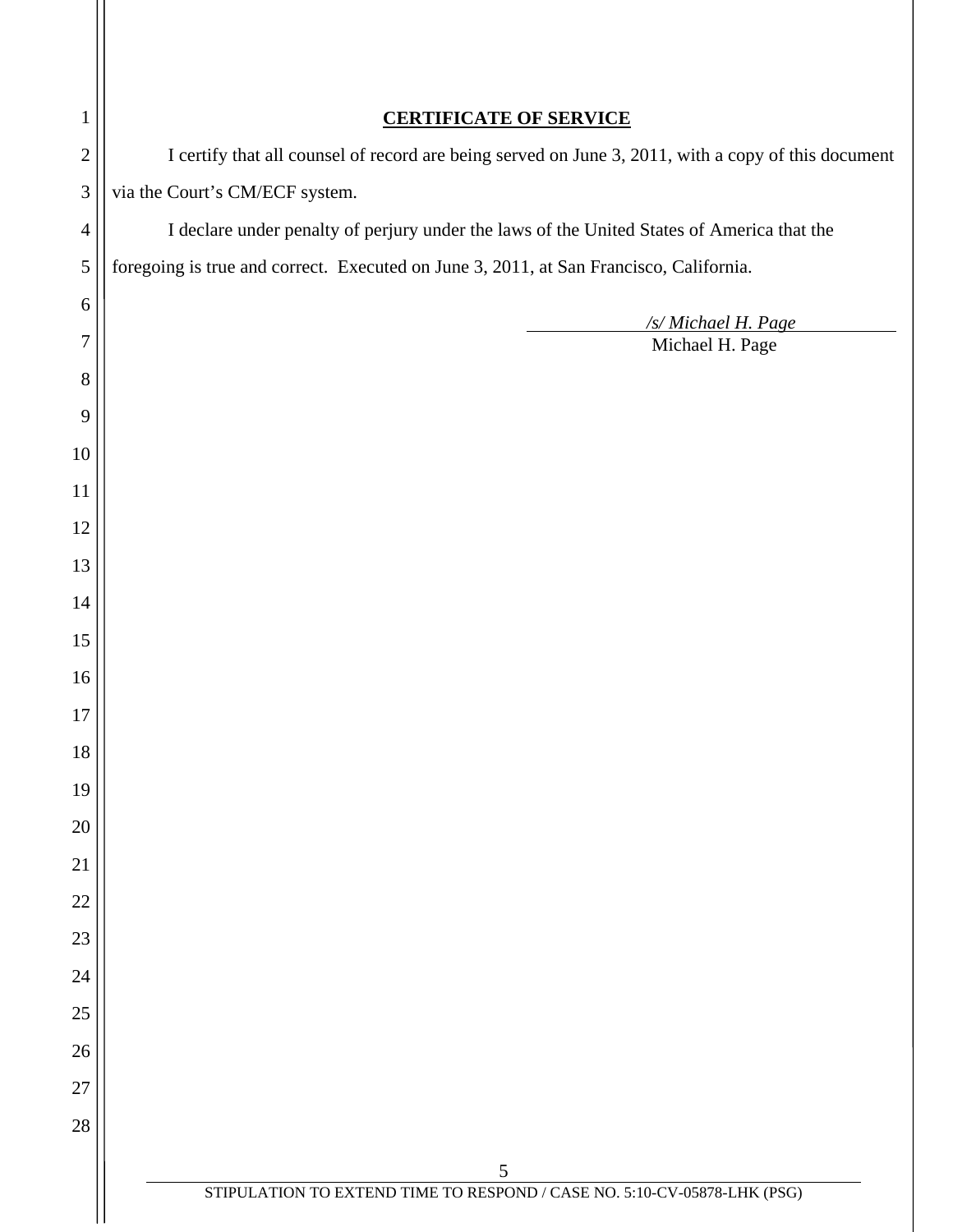## CERTIFICATE OF SERVICE

I certify that all counsel of record are being served on June 3, 2011, with a copy of this document via the Court's CM/ECF system.

I declare under penalty of perjury under the laws of the United States of America that the foregoing is true and correct. Executed on June 3, 2011, at San Francisco, California.

*/s/ Michael H. Page*
Michael H. Page